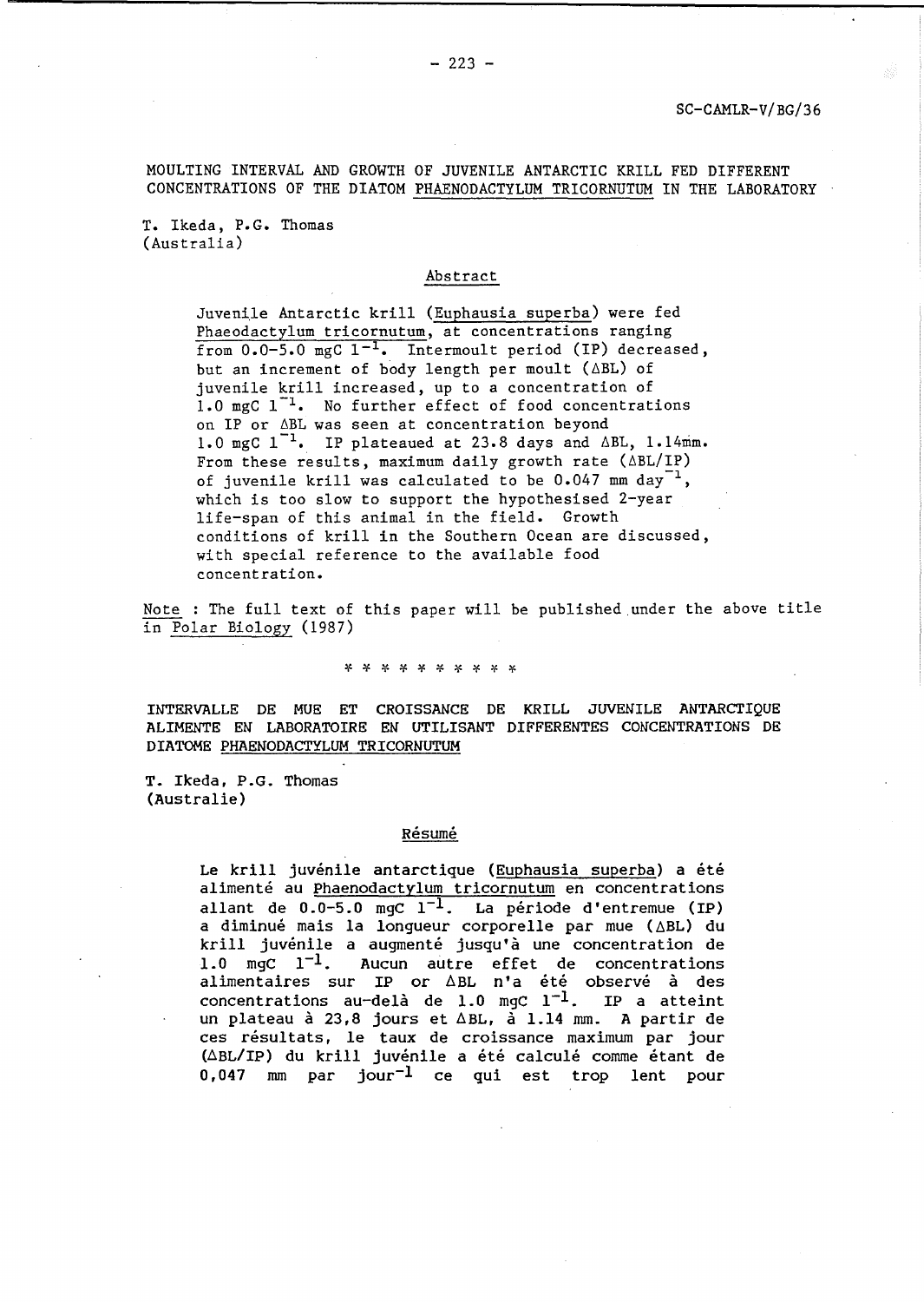MOULTING INTERVAL AND GROWTH OF JUVENILE ANTARCTIC KRILL FED DIFFERENT CONCENTRATIONS OF THE DIATOM PHAENODACTYLUM TRICORNUTUM IN THE LABORATORY

T. Ikeda, P.G. Thomas
(Australia)

## Abstract

Juvenile Antarctic krill (Euphausia superba) were fed Phaeodactylum tricornutum, at concentrations ranging from 0.0-5.0 mgC $l^{-1}$. Intermoult period (IP) decreased, but an increment of body length per moult ($\Delta$BL) of juvenile krill increased, up to a concentration of 1.0 mgC $l^{-1}$. No further effect of food concentrations on IP or $\Delta$BL was seen at concentration beyond 1.0 mgC $l^{-1}$. IP plateaued at 23.8 days and $\Delta$BL, 1.14mm. From these results, maximum daily growth rate ($\Delta$BL/IP) of juvenile krill was calculated to be 0.047 mm day$^{-1}$, which is too slow to support the hypothesised 2-year life-span of this animal in the field. Growth conditions of krill in the Southern Ocean are discussed, with special reference to the available food concentration.

Note : The full text of this paper will be published under the above title in Polar Biology (1987)

\* \* \* \* \* \* \* \* \* \*

INTERVALLE DE MUE ET CROISSANCE DE KRILL JUVENILE ANTARCTIQUE ALIMENTE EN LABORATOIRE EN UTILISANT DIFFERENTES CONCENTRATIONS DE DIATOME PHAENODACTYLUM TRICORNUTUM

T. Ikeda, P.G. Thomas
(Australie)

## Résumé

Le krill juvénile antarctique (Euphausia superba) a été alimenté au Phaenodactylum tricornutum en concentrations allant de 0.0-5.0 mgC $l^{-1}$. La période d'entremue (IP) a diminué mais la longueur corporelle par mue ($\Delta$BL) du krill juvénile a augmenté jusqu'à une concentration de 1.0 mgC $l^{-1}$. Aucun autre effet de concentrations alimentaires sur IP or $\Delta$BL n'a été observé à des concentrations au-delà de 1.0 mgC $l^{-1}$. IP a atteint un plateau à 23,8 jours et $\Delta$BL, à 1.14 mm. A partir de ces résultats, le taux de croissance maximum par jour ($\Delta$BL/IP) du krill juvénile a été calculé comme étant de 0,047 mm par jour$^{-1}$ ce qui est trop lent pour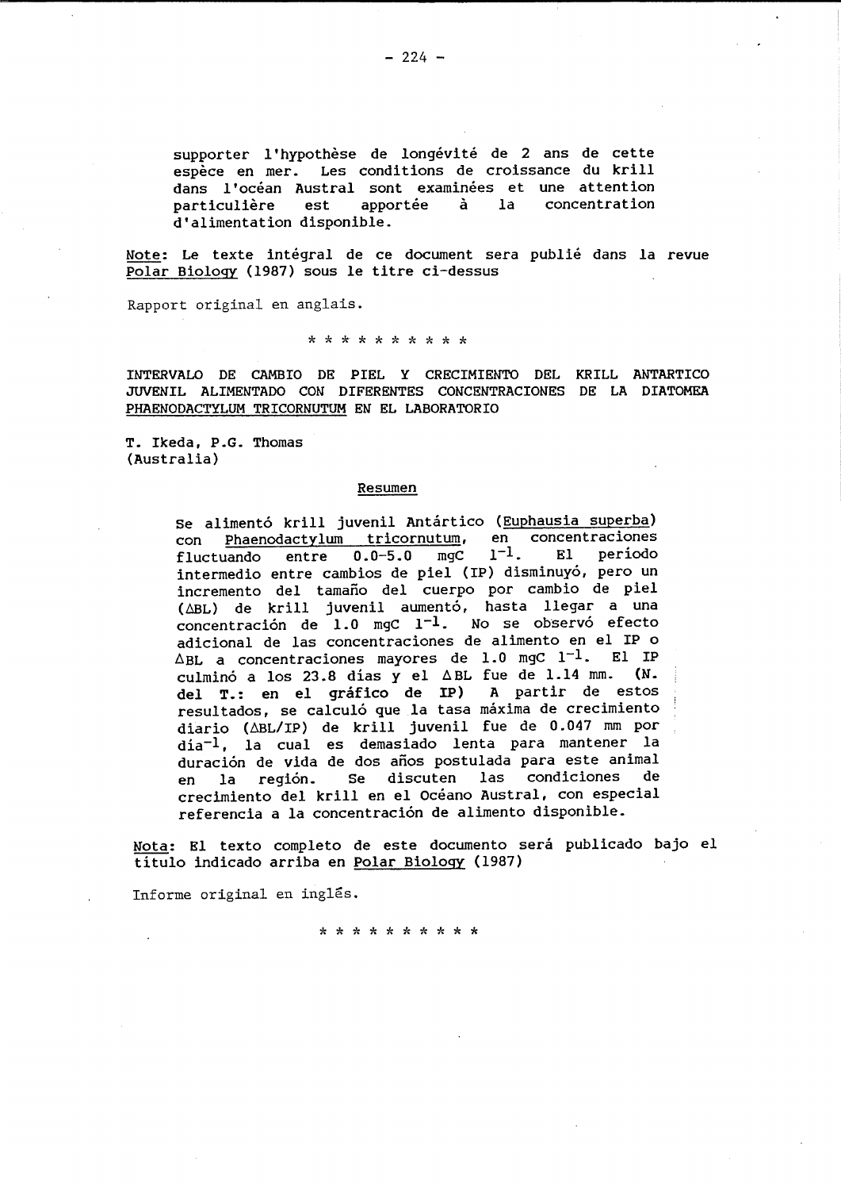supporter l'hypothèse de longévité de 2 ans de cette espèce en mer. Les conditions de croissance du krill dans l'océan Austral sont examinées et une attention particulière est apportée à la concentration d'alimentation disponible.

Note: Le texte intégral de ce document sera publié dans la revue Polar Biology (1987) sous le titre ci-dessus

Rapport original en anglais.

\* \* \* \* \* \* \* \* \* \*

INTERVALO DE CAMBIO DE PIEL Y CRECIMIENTO DEL KRILL ANTARTICO JUVENIL ALIMENTADO CON DIFERENTES CONCENTRACIONES DE LA DIATOMEA *PHAENODACTYLUM TRICORNUTUM* EN EL LABORATORIO

T. Ikeda, P.G. Thomas
(Australia)

## Resumen

Se alimentó krill juvenil Antártico (*Euphausia superba*) con *Phaenodactylum tricornutum*, en concentraciones fluctuando entre 0.0-5.0 mgC $l^{-1}$. El período intermedio entre cambios de piel (IP) disminuyó, pero un incremento del tamaño del cuerpo por cambio de piel ($\Delta$BL) de krill juvenil aumentó, hasta llegar a una concentración de 1.0 mgC $l^{-1}$. No se observó efecto adicional de las concentraciones de alimento en el IP o $\Delta$BL a concentraciones mayores de 1.0 mgC $l^{-1}$. El IP culminó a los 23.8 días y el $\Delta$BL fue de 1.14 mm. **(N. del T.: en el gráfico de IP)** A partir de estos resultados, se calculó que la tasa máxima de crecimiento diario ($\Delta$BL/IP) de krill juvenil fue de 0.047 mm por día$^{-1}$, la cual es demasiado lenta para mantener la duración de vida de dos años postulada para este animal en la región. Se discuten las condiciones de crecimiento del krill en el Océano Austral, con especial referencia a la concentración de alimento disponible.

Nota: El texto completo de este documento será publicado bajo el título indicado arriba en Polar Biology (1987)

Informe original en inglés.

\* \* \* \* \* \* \* \* \* \*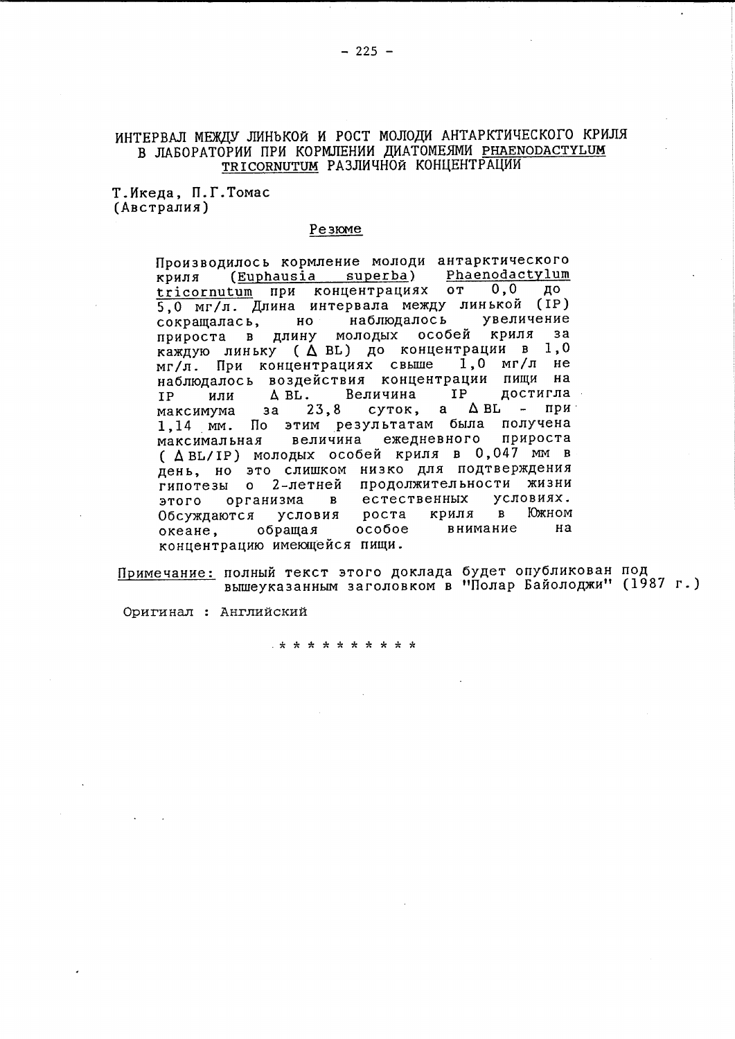# ИНТЕРВАЛ МЕЖДУ ЛИНЬКОЙ И РОСТ МОЛОДИ АНТАРКТИЧЕСКОГО КРИЛЯ В ЛАБОРАТОРИИ ПРИ КОРМЛЕНИИ ДИАТОМЕЯМИ PHAENODACTYLUM TRICORNUTUM РАЗЛИЧНОЙ КОНЦЕНТРАЦИИ

Т.Икеда, П.Г.Томас
(Австралия)

## Резюме

Производилось кормление молоди антарктического криля (*Euphausia superba*) *Phaenodactylum tricornutum* при концентрациях от 0,0 до 5,0 мг/л. Длина интервала между линькой (IP) сокращалась, но наблюдалось увеличение прироста в длину молодых особей криля за каждую линьку ($\Delta$ BL) до концентрации в 1,0 мг/л. При концентрациях свыше 1,0 мг/л не наблюдалось воздействия концентрации пищи на IP или $\Delta$ BL. Величина IP достигла максимума за 23,8 суток, а $\Delta$ BL - при 1,14 мм. По этим результатам была получена максимальная величина ежедневного прироста ($\Delta$ BL/IP) молодых особей криля в 0,047 мм в день, но это слишком низко для подтверждения гипотезы о 2-летней продолжительности жизни этого организма в естественных условиях. Обсуждаются условия роста криля в Южном океане, обращая особое внимание на концентрацию имеющейся пищи.

Примечание: полный текст этого доклада будет опубликован под вышеуказанным заголовком в "Полар Байолоджи" (1987 г.)

Оригинал : Английский

\* \* \* \* \* \* \* \* \* \*